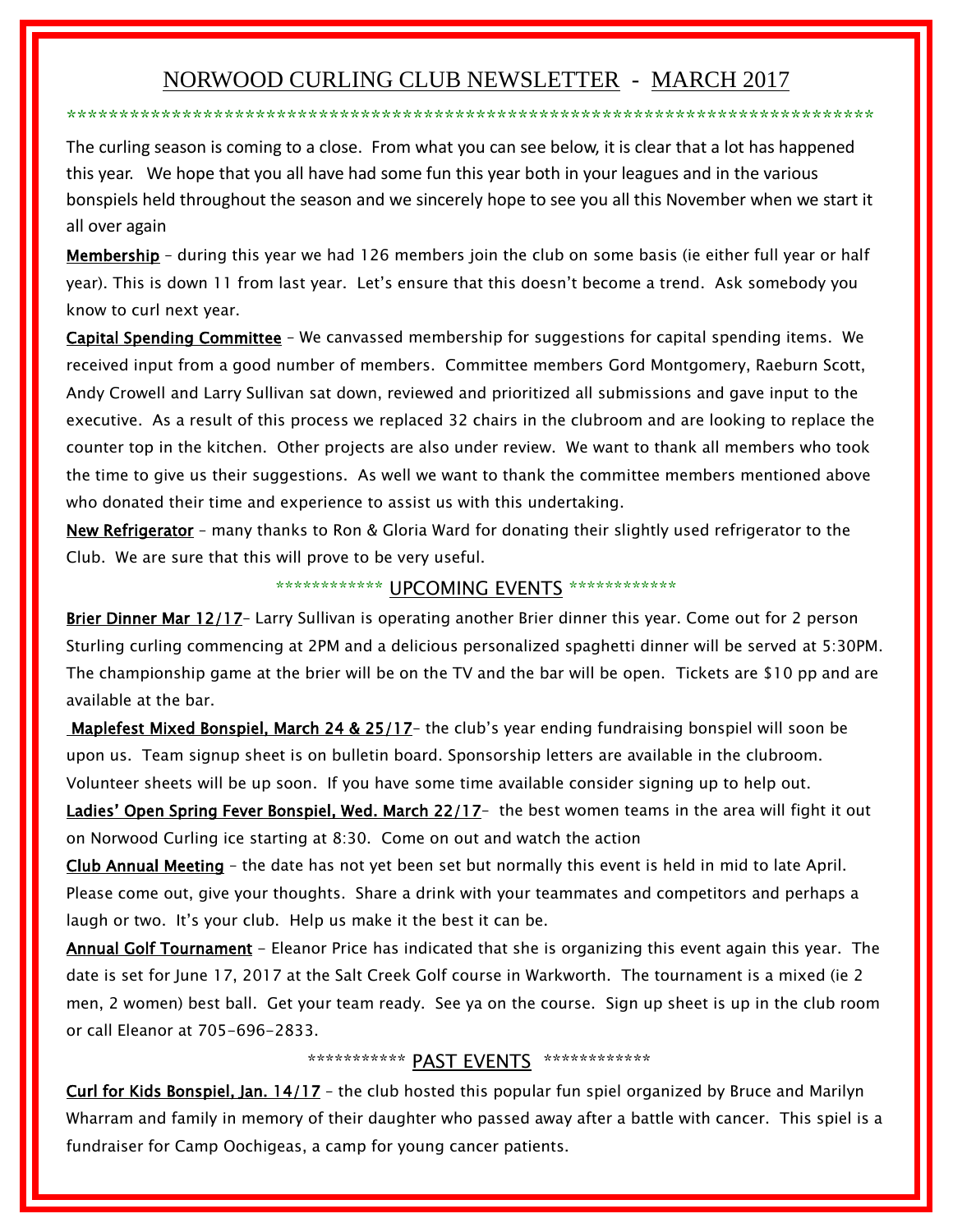# NORWOOD CURLING CLUB NEWSLETTER - MARCH 2017

*********************************************************************************

The curling season is coming to a close. From what you can see below, it is clear that a lot has happened this year. We hope that you all have had some fun this year both in your leagues and in the various bonspiels held throughout the season and we sincerely hope to see you all this November when we start it all over again

**Membership** – during this year we had 126 members join the club on some basis (ie either full year or half year). This is down 11 from last year. Let's ensure that this doesn't become a trend. Ask somebody you know to curl next year.

**Capital Spending Committee** – We canvassed membership for suggestions for capital spending items. We received input from a good number of members. Committee members Gord Montgomery, Raeburn Scott, Andy Crowell and Larry Sullivan sat down, reviewed and prioritized all submissions and gave input to the executive. As a result of this process we replaced 32 chairs in the clubroom and are looking to replace the counter top in the kitchen. Other projects are also under review. We want to thank all members who took the time to give us their suggestions. As well we want to thank the committee members mentioned above who donated their time and experience to assist us with this undertaking.

**New Refrigerator** – many thanks to Ron & Gloria Ward for donating their slightly used refrigerator to the Club. We are sure that this will prove to be very useful.

## ************ UPCOMING EVENTS ************

**Brier Dinner Mar 12/17**– Larry Sullivan is operating another Brier dinner this year. Come out for 2 person Sturling curling commencing at 2PM and a delicious personalized spaghetti dinner will be served at 5:30PM. The championship game at the brier will be on the TV and the bar will be open. Tickets are $10 pp and are available at the bar.

**Maplefest Mixed Bonspiel, March 24 & 25/17**– the club's year ending fundraising bonspiel will soon be upon us. Team signup sheet is on bulletin board. Sponsorship letters are available in the clubroom. Volunteer sheets will be up soon. If you have some time available consider signing up to help out.

**Ladies' Open Spring Fever Bonspiel, Wed. March 22/17**– the best women teams in the area will fight it out on Norwood Curling ice starting at 8:30. Come on out and watch the action

**Club Annual Meeting** – the date has not yet been set but normally this event is held in mid to late April. Please come out, give your thoughts. Share a drink with your teammates and competitors and perhaps a laugh or two. It's your club. Help us make it the best it can be.

**Annual Golf Tournament** – Eleanor Price has indicated that she is organizing this event again this year. The date is set for June 17, 2017 at the Salt Creek Golf course in Warkworth. The tournament is a mixed (ie 2 men, 2 women) best ball. Get your team ready. See ya on the course. Sign up sheet is up in the club room or call Eleanor at 705-696-2833.

## *********** PAST EVENTS ************

**Curl for Kids Bonspiel, Jan. 14/17** – the club hosted this popular fun spiel organized by Bruce and Marilyn Wharram and family in memory of their daughter who passed away after a battle with cancer. This spiel is a fundraiser for Camp Oochigeas, a camp for young cancer patients.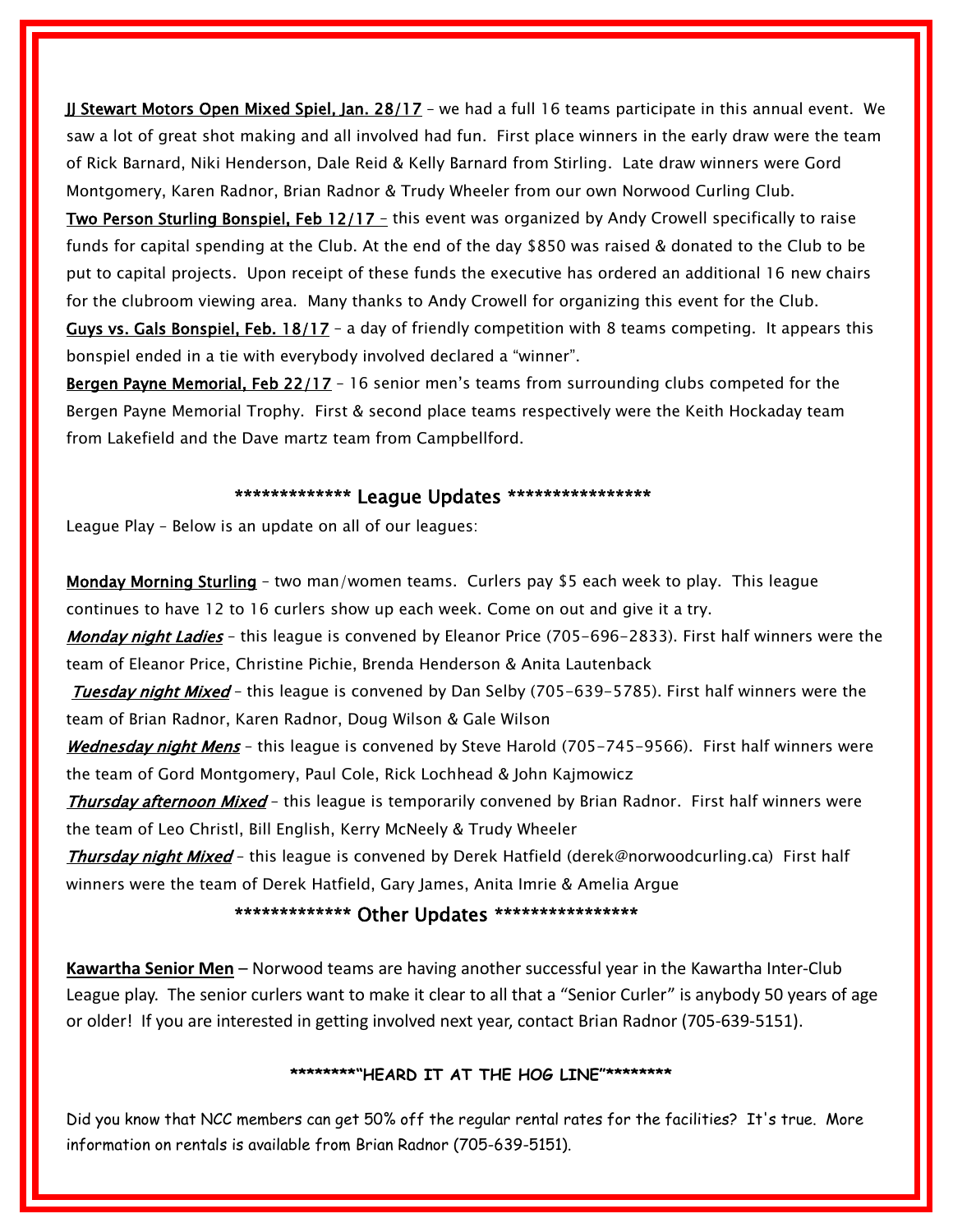<u>JJ Stewart Motors Open Mixed Spiel, Jan. 28/17</u> – we had a full 16 teams participate in this annual event. We saw a lot of great shot making and all involved had fun. First place winners in the early draw were the team of Rick Barnard, Niki Henderson, Dale Reid & Kelly Barnard from Stirling. Late draw winners were Gord Montgomery, Karen Radnor, Brian Radnor & Trudy Wheeler from our own Norwood Curling Club.

<u>Two Person Sturling Bonspiel, Feb 12/17</u> – this event was organized by Andy Crowell specifically to raise funds for capital spending at the Club. At the end of the day $850 was raised & donated to the Club to be put to capital projects. Upon receipt of these funds the executive has ordered an additional 16 new chairs for the clubroom viewing area. Many thanks to Andy Crowell for organizing this event for the Club.

<u>Guys vs. Gals Bonspiel, Feb. 18/17</u> – a day of friendly competition with 8 teams competing. It appears this bonspiel ended in a tie with everybody involved declared a "winner".

<u>Bergen Payne Memorial, Feb 22/17</u> – 16 senior men's teams from surrounding clubs competed for the Bergen Payne Memorial Trophy. First & second place teams respectively were the Keith Hockaday team from Lakefield and the Dave martz team from Campbellford.

## ************* League Updates ****************

League Play – Below is an update on all of our leagues:

**<u>Monday Morning Sturling</u>** – two man/women teams. Curlers pay $5 each week to play. This league continues to have 12 to 16 curlers show up each week. Come on out and give it a try.

***<u>Monday night Ladies</u>*** – this league is convened by Eleanor Price (705-696-2833). First half winners were the team of Eleanor Price, Christine Pichie, Brenda Henderson & Anita Lautenback

***<u>Tuesday night Mixed</u>*** – this league is convened by Dan Selby (705-639-5785). First half winners were the team of Brian Radnor, Karen Radnor, Doug Wilson & Gale Wilson

***<u>Wednesday night Mens</u>*** – this league is convened by Steve Harold (705-745-9566). First half winners were the team of Gord Montgomery, Paul Cole, Rick Lochhead & John Kajmowicz

***<u>Thursday afternoon Mixed</u>*** – this league is temporarily convened by Brian Radnor. First half winners were the team of Leo Christl, Bill English, Kerry McNeely & Trudy Wheeler

***<u>Thursday night Mixed</u>*** – this league is convened by Derek Hatfield (derek@norwoodcurling.ca) First half winners were the team of Derek Hatfield, Gary James, Anita Imrie & Amelia Argue

## ************* Other Updates ****************

**<u>Kawartha Senior Men</u>** – Norwood teams are having another successful year in the Kawartha Inter-Club League play. The senior curlers want to make it clear to all that a "Senior Curler" is anybody 50 years of age or older! If you are interested in getting involved next year, contact Brian Radnor (705-639-5151).

### ********"HEARD IT AT THE HOG LINE"********

Did you know that NCC members can get 50% off the regular rental rates for the facilities? It's true. More information on rentals is available from Brian Radnor (705-639-5151).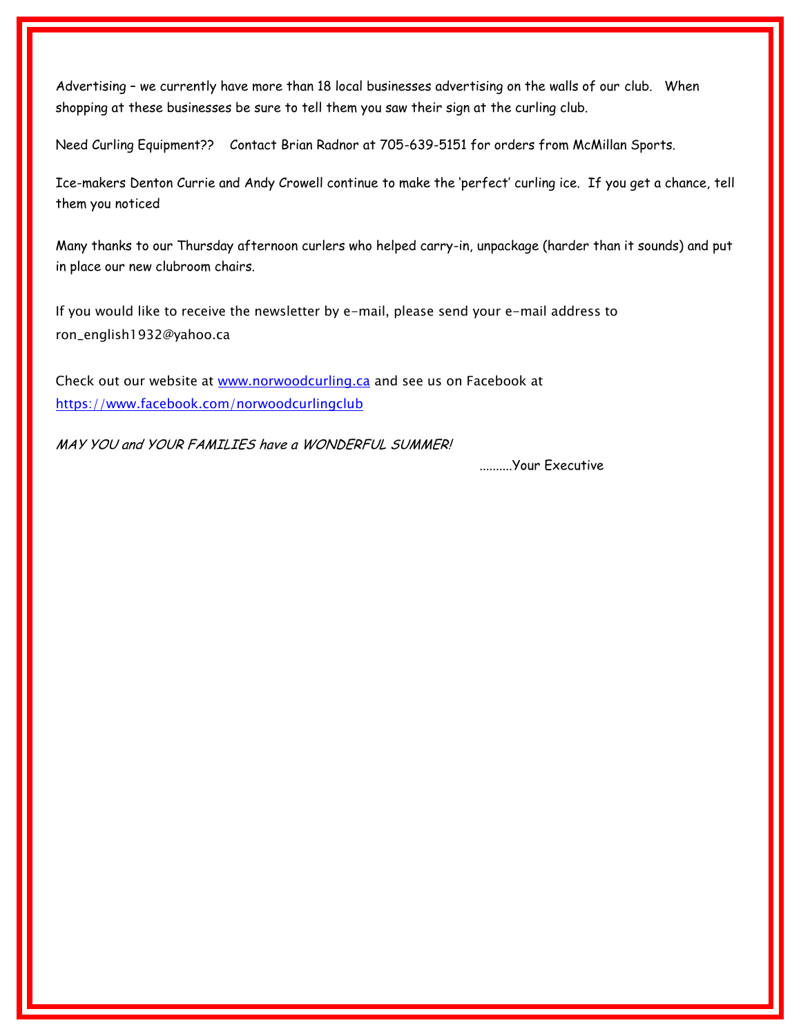Advertising – we currently have more than 18 local businesses advertising on the walls of our club. When shopping at these businesses be sure to tell them you saw their sign at the curling club.

Need Curling Equipment?? Contact Brian Radnor at 705-639-5151 for orders from McMillan Sports.

Ice-makers Denton Currie and Andy Crowell continue to make the 'perfect' curling ice. If you get a chance, tell them you noticed

Many thanks to our Thursday afternoon curlers who helped carry-in, unpackage (harder than it sounds) and put in place our new clubroom chairs.

If you would like to receive the newsletter by e-mail, please send your e-mail address to ron_english1932@yahoo.ca

Check out our website at www.norwoodcurling.ca and see us on Facebook at https://www.facebook.com/norwoodcurlingclub

*MAY YOU and YOUR FAMILIES have a WONDERFUL SUMMER!*

..........Your Executive